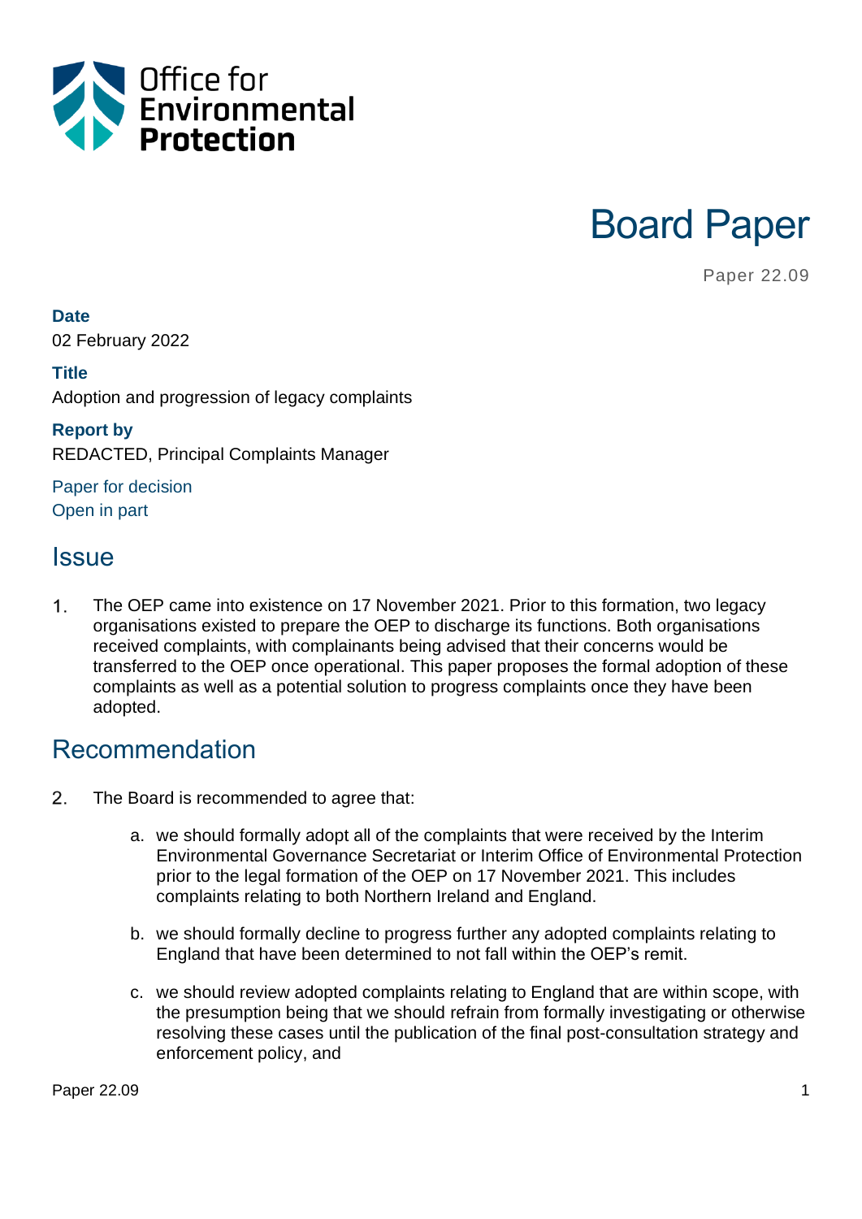Office for Environmental Protection

# Board Paper

Paper 22.09

**Date**
02 February 2022

**Title**
Adoption and progression of legacy complaints

**Report by**
REDACTED, Principal Complaints Manager

Paper for decision
Open in part

## Issue

1. The OEP came into existence on 17 November 2021. Prior to this formation, two legacy organisations existed to prepare the OEP to discharge its functions. Both organisations received complaints, with complainants being advised that their concerns would be transferred to the OEP once operational. This paper proposes the formal adoption of these complaints as well as a potential solution to progress complaints once they have been adopted.

## Recommendation

2. The Board is recommended to agree that:

   a. we should formally adopt all of the complaints that were received by the Interim Environmental Governance Secretariat or Interim Office of Environmental Protection prior to the legal formation of the OEP on 17 November 2021. This includes complaints relating to both Northern Ireland and England.

   b. we should formally decline to progress further any adopted complaints relating to England that have been determined to not fall within the OEP's remit.

   c. we should review adopted complaints relating to England that are within scope, with the presumption being that we should refrain from formally investigating or otherwise resolving these cases until the publication of the final post-consultation strategy and enforcement policy, and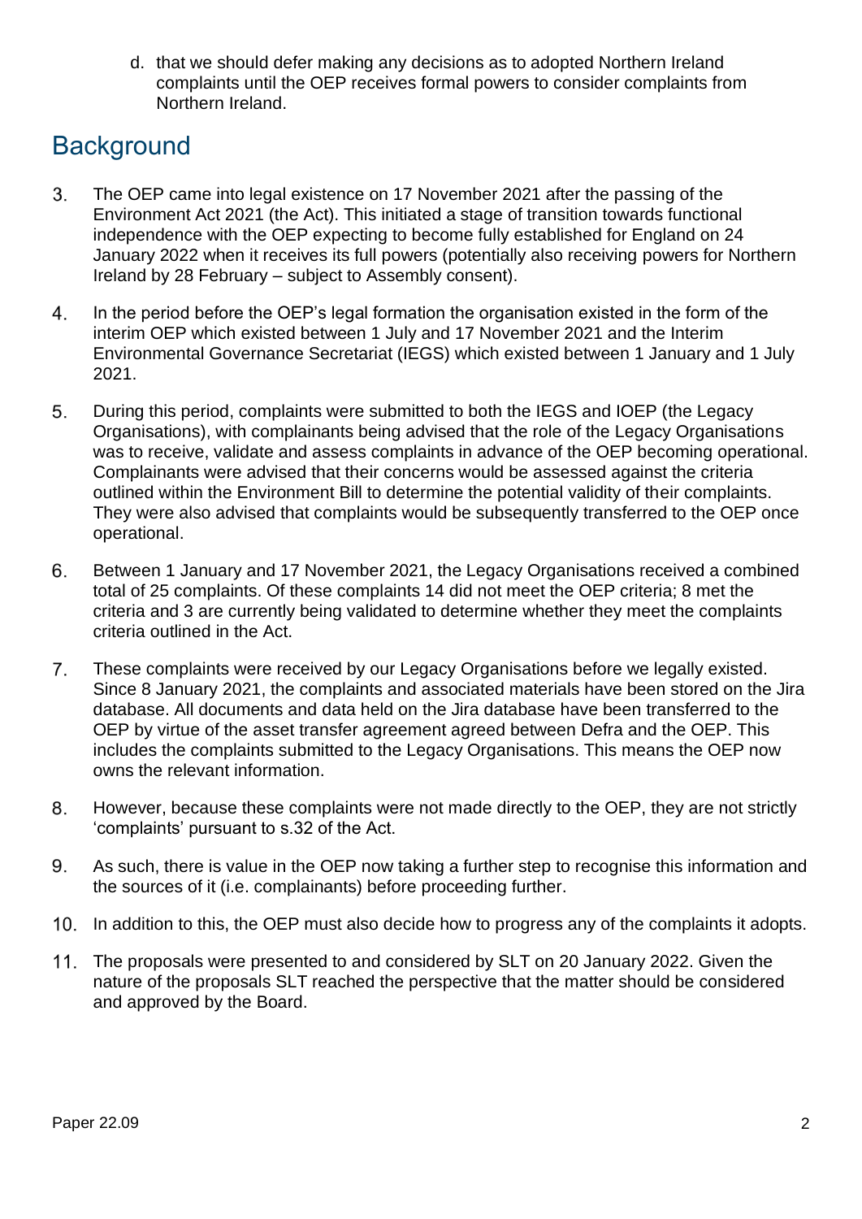d. that we should defer making any decisions as to adopted Northern Ireland complaints until the OEP receives formal powers to consider complaints from Northern Ireland.

## Background

3. The OEP came into legal existence on 17 November 2021 after the passing of the Environment Act 2021 (the Act). This initiated a stage of transition towards functional independence with the OEP expecting to become fully established for England on 24 January 2022 when it receives its full powers (potentially also receiving powers for Northern Ireland by 28 February – subject to Assembly consent).

4. In the period before the OEP's legal formation the organisation existed in the form of the interim OEP which existed between 1 July and 17 November 2021 and the Interim Environmental Governance Secretariat (IEGS) which existed between 1 January and 1 July 2021.

5. During this period, complaints were submitted to both the IEGS and IOEP (the Legacy Organisations), with complainants being advised that the role of the Legacy Organisations was to receive, validate and assess complaints in advance of the OEP becoming operational. Complainants were advised that their concerns would be assessed against the criteria outlined within the Environment Bill to determine the potential validity of their complaints. They were also advised that complaints would be subsequently transferred to the OEP once operational.

6. Between 1 January and 17 November 2021, the Legacy Organisations received a combined total of 25 complaints. Of these complaints 14 did not meet the OEP criteria; 8 met the criteria and 3 are currently being validated to determine whether they meet the complaints criteria outlined in the Act.

7. These complaints were received by our Legacy Organisations before we legally existed. Since 8 January 2021, the complaints and associated materials have been stored on the Jira database. All documents and data held on the Jira database have been transferred to the OEP by virtue of the asset transfer agreement agreed between Defra and the OEP. This includes the complaints submitted to the Legacy Organisations. This means the OEP now owns the relevant information.

8. However, because these complaints were not made directly to the OEP, they are not strictly 'complaints' pursuant to s.32 of the Act.

9. As such, there is value in the OEP now taking a further step to recognise this information and the sources of it (i.e. complainants) before proceeding further.

10. In addition to this, the OEP must also decide how to progress any of the complaints it adopts.

11. The proposals were presented to and considered by SLT on 20 January 2022. Given the nature of the proposals SLT reached the perspective that the matter should be considered and approved by the Board.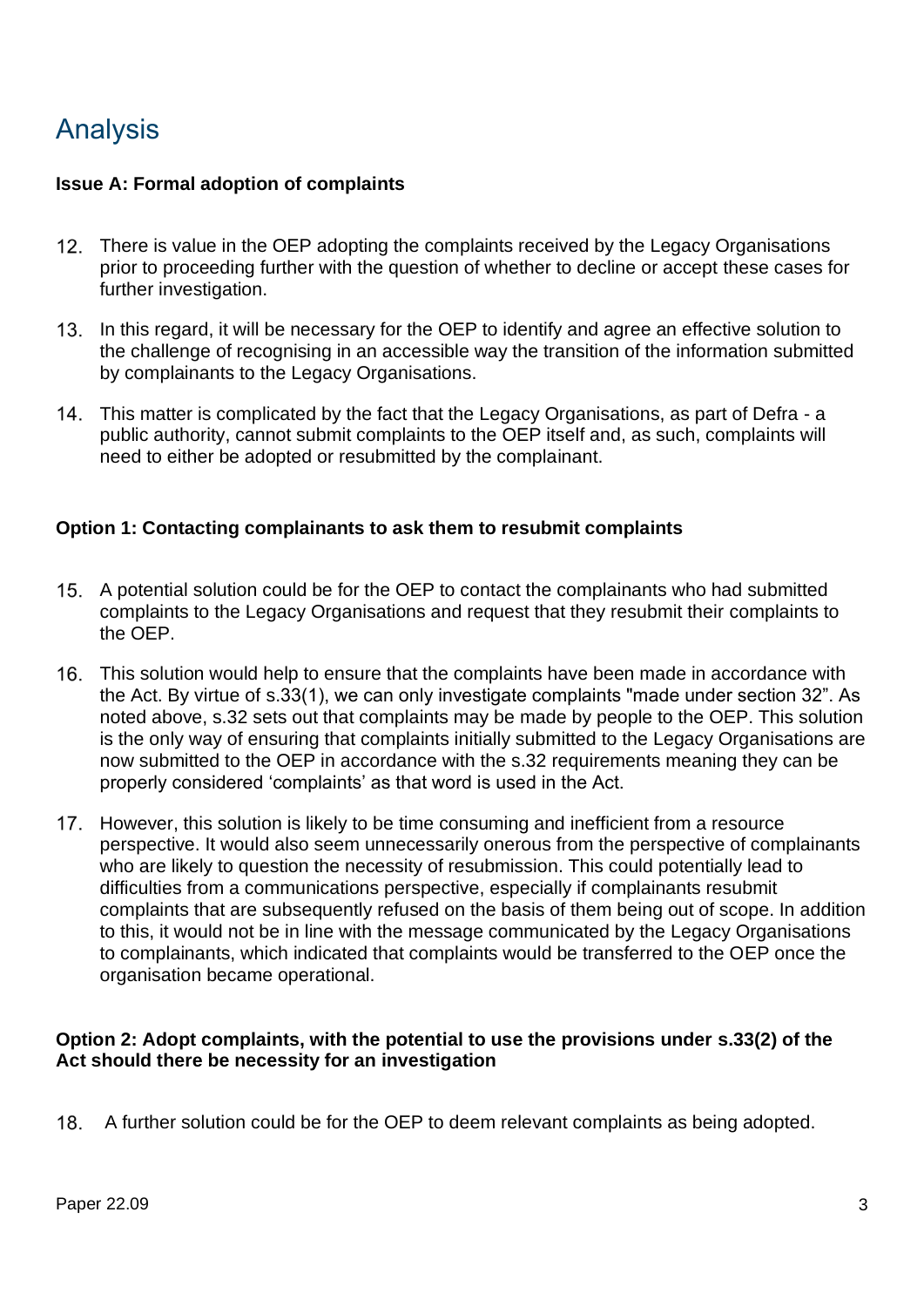## Analysis

**Issue A: Formal adoption of complaints**

12. There is value in the OEP adopting the complaints received by the Legacy Organisations prior to proceeding further with the question of whether to decline or accept these cases for further investigation.

13. In this regard, it will be necessary for the OEP to identify and agree an effective solution to the challenge of recognising in an accessible way the transition of the information submitted by complainants to the Legacy Organisations.

14. This matter is complicated by the fact that the Legacy Organisations, as part of Defra - a public authority, cannot submit complaints to the OEP itself and, as such, complaints will need to either be adopted or resubmitted by the complainant.

**Option 1: Contacting complainants to ask them to resubmit complaints**

15. A potential solution could be for the OEP to contact the complainants who had submitted complaints to the Legacy Organisations and request that they resubmit their complaints to the OEP.

16. This solution would help to ensure that the complaints have been made in accordance with the Act. By virtue of s.33(1), we can only investigate complaints "made under section 32". As noted above, s.32 sets out that complaints may be made by people to the OEP. This solution is the only way of ensuring that complaints initially submitted to the Legacy Organisations are now submitted to the OEP in accordance with the s.32 requirements meaning they can be properly considered 'complaints' as that word is used in the Act.

17. However, this solution is likely to be time consuming and inefficient from a resource perspective. It would also seem unnecessarily onerous from the perspective of complainants who are likely to question the necessity of resubmission. This could potentially lead to difficulties from a communications perspective, especially if complainants resubmit complaints that are subsequently refused on the basis of them being out of scope. In addition to this, it would not be in line with the message communicated by the Legacy Organisations to complainants, which indicated that complaints would be transferred to the OEP once the organisation became operational.

**Option 2: Adopt complaints, with the potential to use the provisions under s.33(2) of the Act should there be necessity for an investigation**

18. A further solution could be for the OEP to deem relevant complaints as being adopted.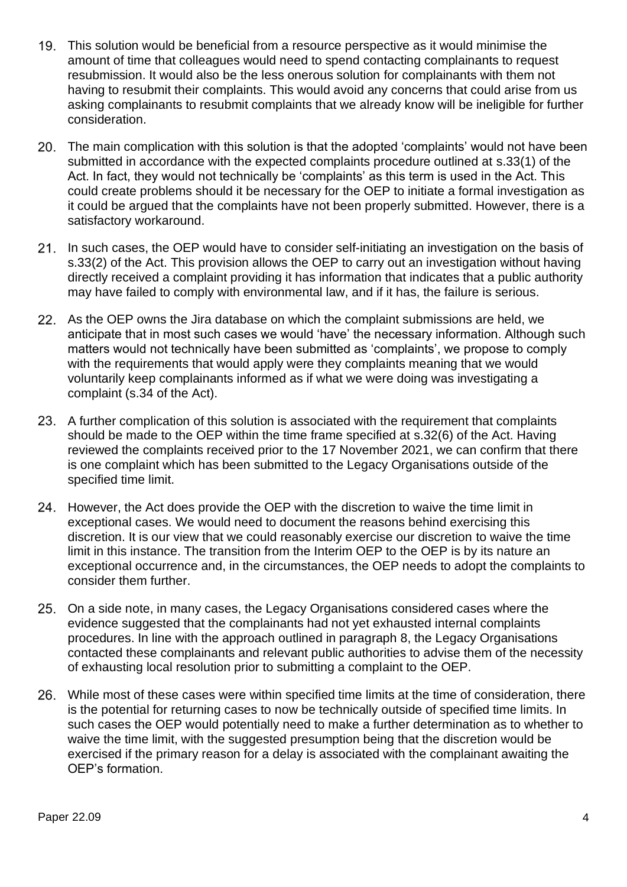19. This solution would be beneficial from a resource perspective as it would minimise the amount of time that colleagues would need to spend contacting complainants to request resubmission. It would also be the less onerous solution for complainants with them not having to resubmit their complaints. This would avoid any concerns that could arise from us asking complainants to resubmit complaints that we already know will be ineligible for further consideration.

20. The main complication with this solution is that the adopted 'complaints' would not have been submitted in accordance with the expected complaints procedure outlined at s.33(1) of the Act. In fact, they would not technically be 'complaints' as this term is used in the Act. This could create problems should it be necessary for the OEP to initiate a formal investigation as it could be argued that the complaints have not been properly submitted. However, there is a satisfactory workaround.

21. In such cases, the OEP would have to consider self-initiating an investigation on the basis of s.33(2) of the Act. This provision allows the OEP to carry out an investigation without having directly received a complaint providing it has information that indicates that a public authority may have failed to comply with environmental law, and if it has, the failure is serious.

22. As the OEP owns the Jira database on which the complaint submissions are held, we anticipate that in most such cases we would 'have' the necessary information. Although such matters would not technically have been submitted as 'complaints', we propose to comply with the requirements that would apply were they complaints meaning that we would voluntarily keep complainants informed as if what we were doing was investigating a complaint (s.34 of the Act).

23. A further complication of this solution is associated with the requirement that complaints should be made to the OEP within the time frame specified at s.32(6) of the Act. Having reviewed the complaints received prior to the 17 November 2021, we can confirm that there is one complaint which has been submitted to the Legacy Organisations outside of the specified time limit.

24. However, the Act does provide the OEP with the discretion to waive the time limit in exceptional cases. We would need to document the reasons behind exercising this discretion. It is our view that we could reasonably exercise our discretion to waive the time limit in this instance. The transition from the Interim OEP to the OEP is by its nature an exceptional occurrence and, in the circumstances, the OEP needs to adopt the complaints to consider them further.

25. On a side note, in many cases, the Legacy Organisations considered cases where the evidence suggested that the complainants had not yet exhausted internal complaints procedures. In line with the approach outlined in paragraph 8, the Legacy Organisations contacted these complainants and relevant public authorities to advise them of the necessity of exhausting local resolution prior to submitting a complaint to the OEP.

26. While most of these cases were within specified time limits at the time of consideration, there is the potential for returning cases to now be technically outside of specified time limits. In such cases the OEP would potentially need to make a further determination as to whether to waive the time limit, with the suggested presumption being that the discretion would be exercised if the primary reason for a delay is associated with the complainant awaiting the OEP's formation.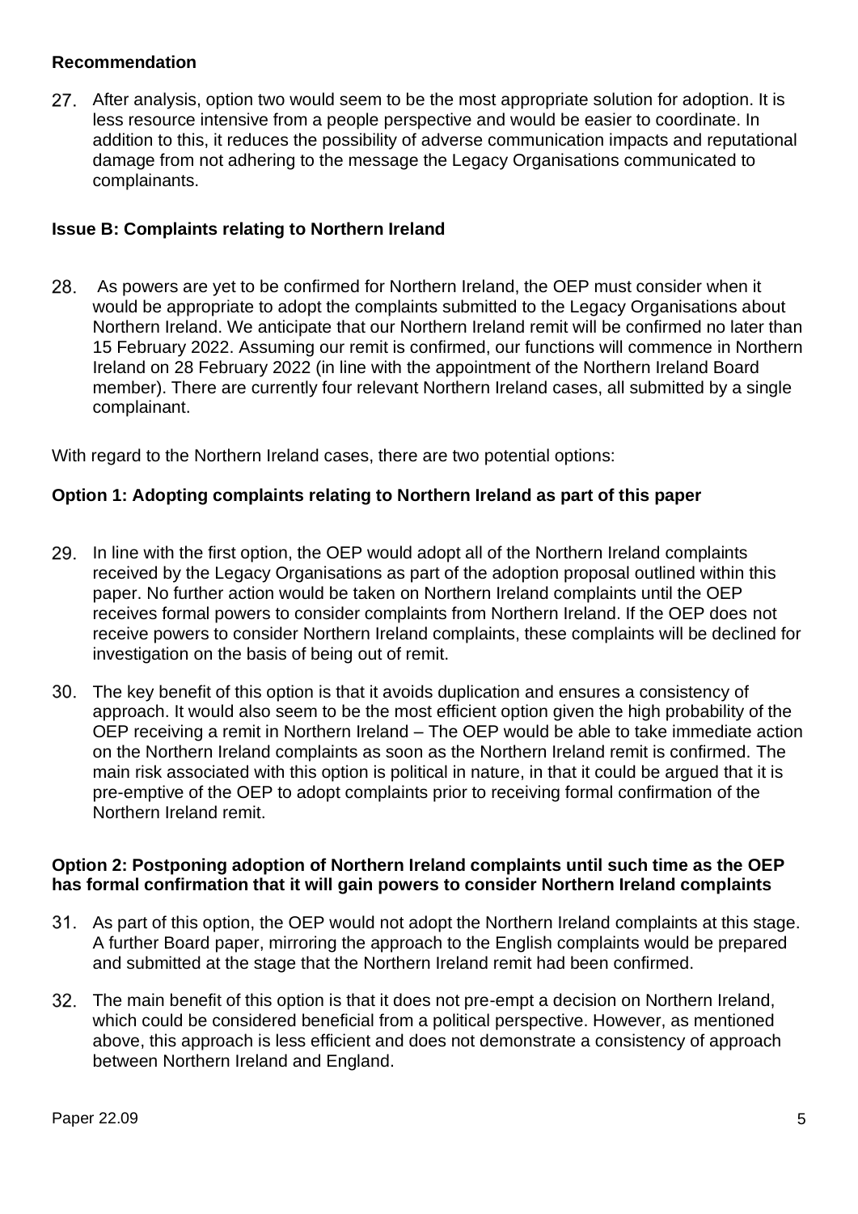**Recommendation**

27. After analysis, option two would seem to be the most appropriate solution for adoption. It is less resource intensive from a people perspective and would be easier to coordinate. In addition to this, it reduces the possibility of adverse communication impacts and reputational damage from not adhering to the message the Legacy Organisations communicated to complainants.

**Issue B: Complaints relating to Northern Ireland**

28. As powers are yet to be confirmed for Northern Ireland, the OEP must consider when it would be appropriate to adopt the complaints submitted to the Legacy Organisations about Northern Ireland. We anticipate that our Northern Ireland remit will be confirmed no later than 15 February 2022. Assuming our remit is confirmed, our functions will commence in Northern Ireland on 28 February 2022 (in line with the appointment of the Northern Ireland Board member). There are currently four relevant Northern Ireland cases, all submitted by a single complainant.

With regard to the Northern Ireland cases, there are two potential options:

**Option 1: Adopting complaints relating to Northern Ireland as part of this paper**

29. In line with the first option, the OEP would adopt all of the Northern Ireland complaints received by the Legacy Organisations as part of the adoption proposal outlined within this paper. No further action would be taken on Northern Ireland complaints until the OEP receives formal powers to consider complaints from Northern Ireland. If the OEP does not receive powers to consider Northern Ireland complaints, these complaints will be declined for investigation on the basis of being out of remit.

30. The key benefit of this option is that it avoids duplication and ensures a consistency of approach. It would also seem to be the most efficient option given the high probability of the OEP receiving a remit in Northern Ireland – The OEP would be able to take immediate action on the Northern Ireland complaints as soon as the Northern Ireland remit is confirmed. The main risk associated with this option is political in nature, in that it could be argued that it is pre-emptive of the OEP to adopt complaints prior to receiving formal confirmation of the Northern Ireland remit.

**Option 2: Postponing adoption of Northern Ireland complaints until such time as the OEP has formal confirmation that it will gain powers to consider Northern Ireland complaints**

31. As part of this option, the OEP would not adopt the Northern Ireland complaints at this stage. A further Board paper, mirroring the approach to the English complaints would be prepared and submitted at the stage that the Northern Ireland remit had been confirmed.

32. The main benefit of this option is that it does not pre-empt a decision on Northern Ireland, which could be considered beneficial from a political perspective. However, as mentioned above, this approach is less efficient and does not demonstrate a consistency of approach between Northern Ireland and England.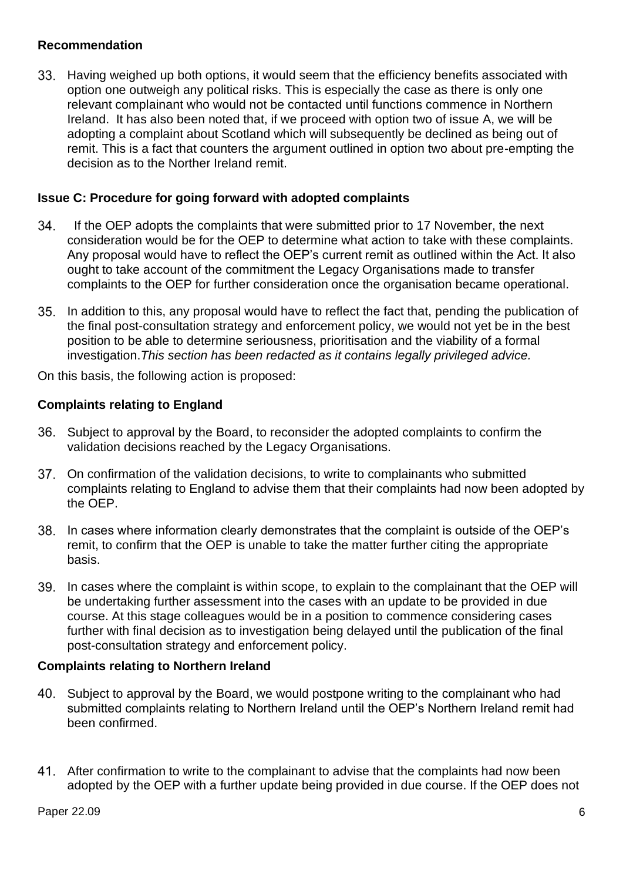**Recommendation**

33. Having weighed up both options, it would seem that the efficiency benefits associated with option one outweigh any political risks. This is especially the case as there is only one relevant complainant who would not be contacted until functions commence in Northern Ireland. It has also been noted that, if we proceed with option two of issue A, we will be adopting a complaint about Scotland which will subsequently be declined as being out of remit. This is a fact that counters the argument outlined in option two about pre-empting the decision as to the Norther Ireland remit.

**Issue C: Procedure for going forward with adopted complaints**

34. If the OEP adopts the complaints that were submitted prior to 17 November, the next consideration would be for the OEP to determine what action to take with these complaints. Any proposal would have to reflect the OEP's current remit as outlined within the Act. It also ought to take account of the commitment the Legacy Organisations made to transfer complaints to the OEP for further consideration once the organisation became operational.

35. In addition to this, any proposal would have to reflect the fact that, pending the publication of the final post-consultation strategy and enforcement policy, we would not yet be in the best position to be able to determine seriousness, prioritisation and the viability of a formal investigation.*This section has been redacted as it contains legally privileged advice.*

On this basis, the following action is proposed:

**Complaints relating to England**

36. Subject to approval by the Board, to reconsider the adopted complaints to confirm the validation decisions reached by the Legacy Organisations.

37. On confirmation of the validation decisions, to write to complainants who submitted complaints relating to England to advise them that their complaints had now been adopted by the OEP.

38. In cases where information clearly demonstrates that the complaint is outside of the OEP's remit, to confirm that the OEP is unable to take the matter further citing the appropriate basis.

39. In cases where the complaint is within scope, to explain to the complainant that the OEP will be undertaking further assessment into the cases with an update to be provided in due course. At this stage colleagues would be in a position to commence considering cases further with final decision as to investigation being delayed until the publication of the final post-consultation strategy and enforcement policy.

**Complaints relating to Northern Ireland**

40. Subject to approval by the Board, we would postpone writing to the complainant who had submitted complaints relating to Northern Ireland until the OEP's Northern Ireland remit had been confirmed.

41. After confirmation to write to the complainant to advise that the complaints had now been adopted by the OEP with a further update being provided in due course. If the OEP does not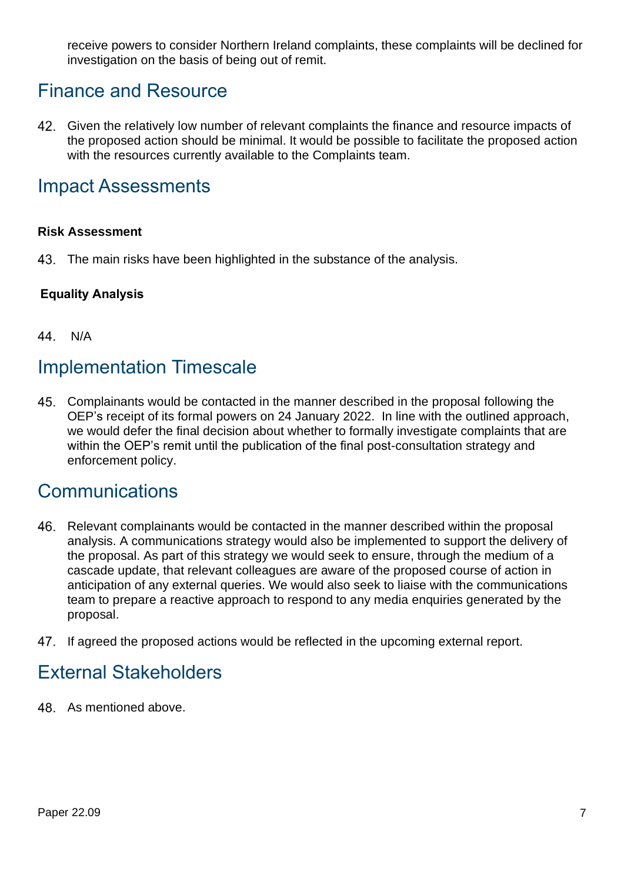receive powers to consider Northern Ireland complaints, these complaints will be declined for investigation on the basis of being out of remit.

## Finance and Resource

42. Given the relatively low number of relevant complaints the finance and resource impacts of the proposed action should be minimal. It would be possible to facilitate the proposed action with the resources currently available to the Complaints team.

## Impact Assessments

**Risk Assessment**

43. The main risks have been highlighted in the substance of the analysis.

**Equality Analysis**

44. N/A

## Implementation Timescale

45. Complainants would be contacted in the manner described in the proposal following the OEP's receipt of its formal powers on 24 January 2022. In line with the outlined approach, we would defer the final decision about whether to formally investigate complaints that are within the OEP's remit until the publication of the final post-consultation strategy and enforcement policy.

## Communications

46. Relevant complainants would be contacted in the manner described within the proposal analysis. A communications strategy would also be implemented to support the delivery of the proposal. As part of this strategy we would seek to ensure, through the medium of a cascade update, that relevant colleagues are aware of the proposed course of action in anticipation of any external queries. We would also seek to liaise with the communications team to prepare a reactive approach to respond to any media enquiries generated by the proposal.

47. If agreed the proposed actions would be reflected in the upcoming external report.

## External Stakeholders

48. As mentioned above.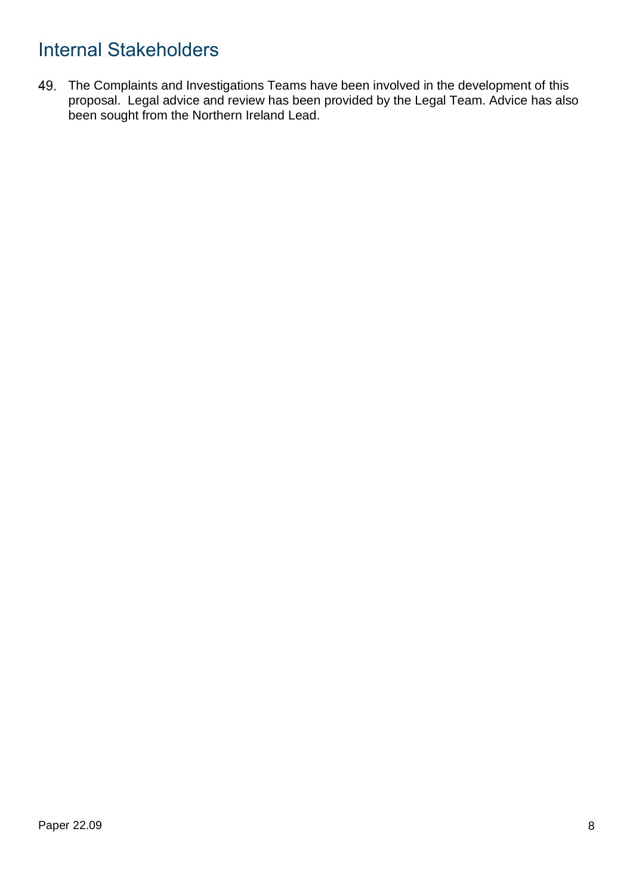## Internal Stakeholders

49. The Complaints and Investigations Teams have been involved in the development of this proposal. Legal advice and review has been provided by the Legal Team. Advice has also been sought from the Northern Ireland Lead.